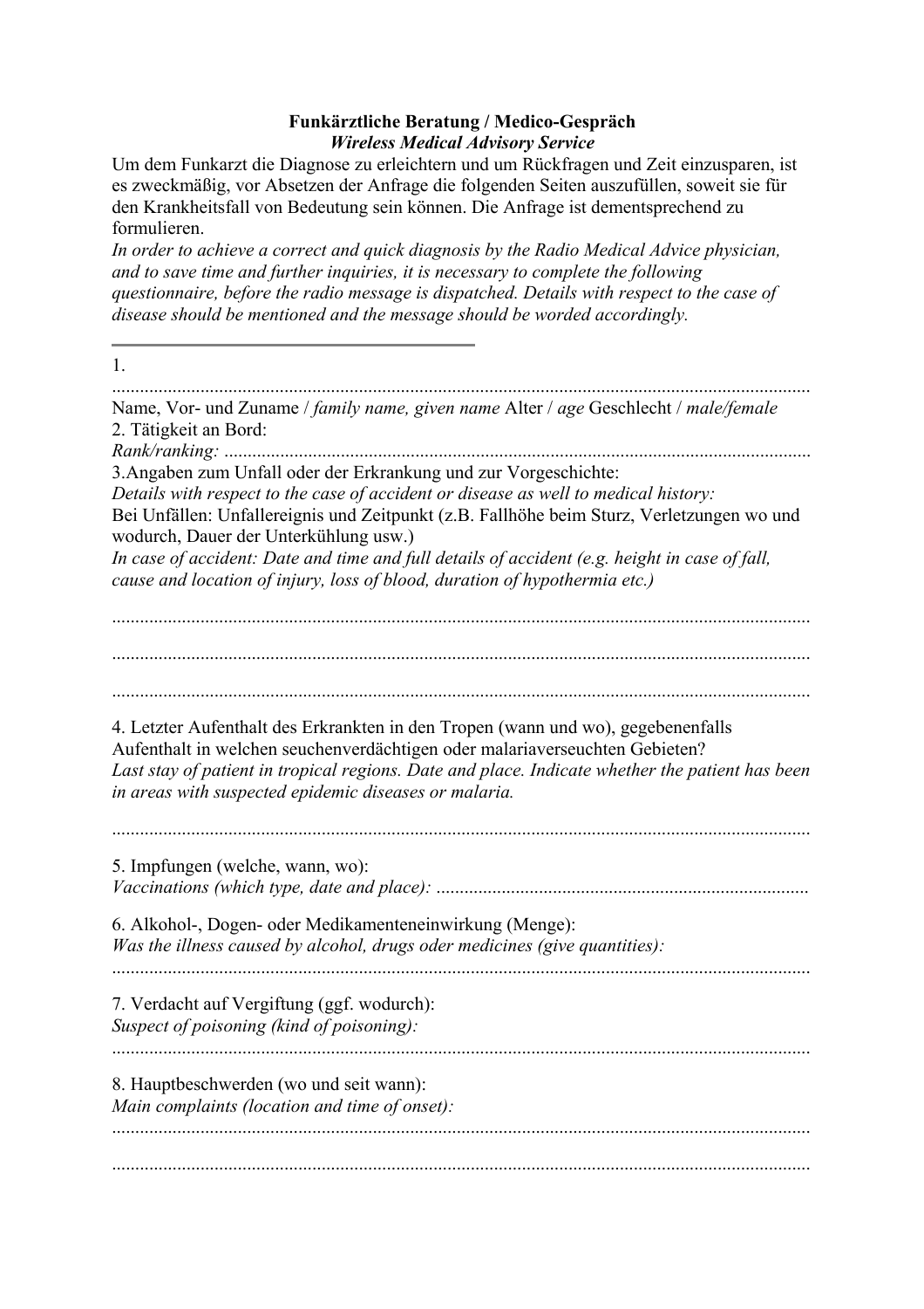**Funkärztliche Beratung / Medico-Gespräch**
***Wireless Medical Advisory Service***

Um dem Funkarzt die Diagnose zu erleichtern und um Rückfragen und Zeit einzusparen, ist es zweckmäßig, vor Absetzen der Anfrage die folgenden Seiten auszufüllen, soweit sie für den Krankheitsfall von Bedeutung sein können. Die Anfrage ist dementsprechend zu formulieren.

*In order to achieve a correct and quick diagnosis by the Radio Medical Advice physician, and to save time and further inquiries, it is necessary to complete the following questionnaire, before the radio message is dispatched. Details with respect to the case of disease should be mentioned and the message should be worded accordingly.*

---

1.

....................................................................................................................................................

Name, Vor- und Zuname / *family name, given name* Alter / *age* Geschlecht / *male/female*

2. Tätigkeit an Bord:

*Rank/ranking:* ............................................................................................................................

3.Angaben zum Unfall oder der Erkrankung und zur Vorgeschichte:

*Details with respect to the case of accident or disease as well to medical history:*

Bei Unfällen: Unfallereignis und Zeitpunkt (z.B. Fallhöhe beim Sturz, Verletzungen wo und wodurch, Dauer der Unterkühlung usw.)

*In case of accident: Date and time and full details of accident (e.g. height in case of fall, cause and location of injury, loss of blood, duration of hypothermia etc.)*

....................................................................................................................................................

....................................................................................................................................................

....................................................................................................................................................

4. Letzter Aufenthalt des Erkrankten in den Tropen (wann und wo), gegebenenfalls Aufenthalt in welchen seuchenverdächtigen oder malariaverseuchten Gebieten?

*Last stay of patient in tropical regions. Date and place. Indicate whether the patient has been in areas with suspected epidemic diseases or malaria.*

....................................................................................................................................................

5. Impfungen (welche, wann, wo):

*Vaccinations (which type, date and place):* ...............................................................................

6. Alkohol-, Dogen- oder Medikamenteneinwirkung (Menge):

*Was the illness caused by alcohol, drugs oder medicines (give quantities):*

....................................................................................................................................................

7. Verdacht auf Vergiftung (ggf. wodurch):

*Suspect of poisoning (kind of poisoning):*

....................................................................................................................................................

8. Hauptbeschwerden (wo und seit wann):

*Main complaints (location and time of onset):*

....................................................................................................................................................

....................................................................................................................................................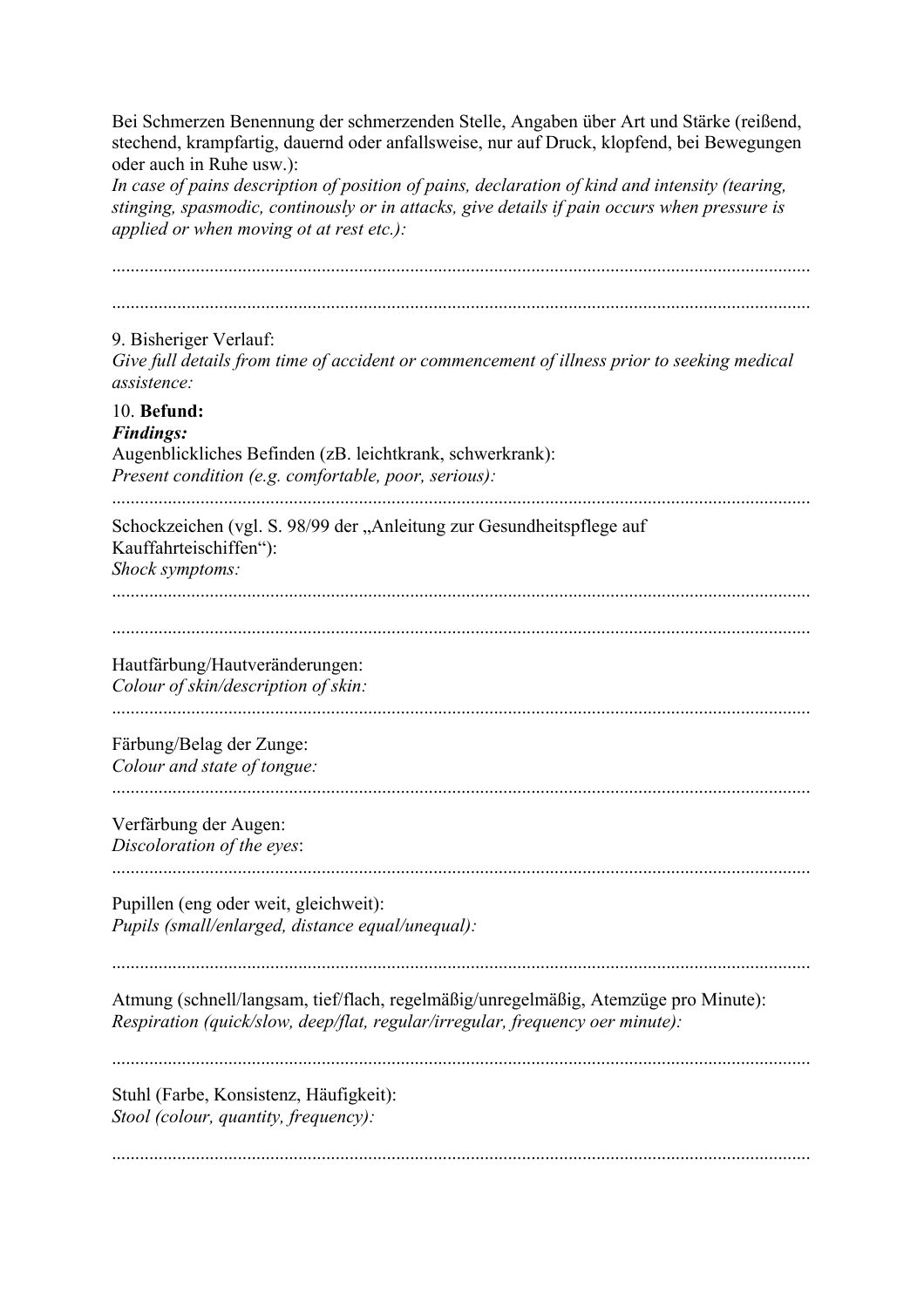Bei Schmerzen Benennung der schmerzenden Stelle, Angaben über Art und Stärke (reißend, stechend, krampfartig, dauernd oder anfallsweise, nur auf Druck, klopfend, bei Bewegungen oder auch in Ruhe usw.):
*In case of pains description of position of pains, declaration of kind and intensity (tearing, stinging, spasmodic, continously or in attacks, give details if pain occurs when pressure is applied or when moving ot at rest etc.):*

....................................................................................................................................................

....................................................................................................................................................

9. Bisheriger Verlauf:
*Give full details from time of accident or commencement of illness prior to seeking medical assistence:*

10. **Befund:**
***Findings:***
Augenblickliches Befinden (zB. leichtkrank, schwerkrank):
*Present condition (e.g. comfortable, poor, serious):*

....................................................................................................................................................

Schockzeichen (vgl. S. 98/99 der „Anleitung zur Gesundheitspflege auf Kauffahrteischiffen“):
*Shock symptoms:*

....................................................................................................................................................

....................................................................................................................................................

Hautfärbung/Hautveränderungen:
*Colour of skin/description of skin:*

....................................................................................................................................................

Färbung/Belag der Zunge:
*Colour and state of tongue:*

....................................................................................................................................................

Verfärbung der Augen:
*Discoloration of the eyes*:

....................................................................................................................................................

Pupillen (eng oder weit, gleichweit):
*Pupils (small/enlarged, distance equal/unequal):*

....................................................................................................................................................

Atmung (schnell/langsam, tief/flach, regelmäßig/unregelmäßig, Atemzüge pro Minute):
*Respiration (quick/slow, deep/flat, regular/irregular, frequency oer minute):*

....................................................................................................................................................

Stuhl (Farbe, Konsistenz, Häufigkeit):
*Stool (colour, quantity, frequency):*

....................................................................................................................................................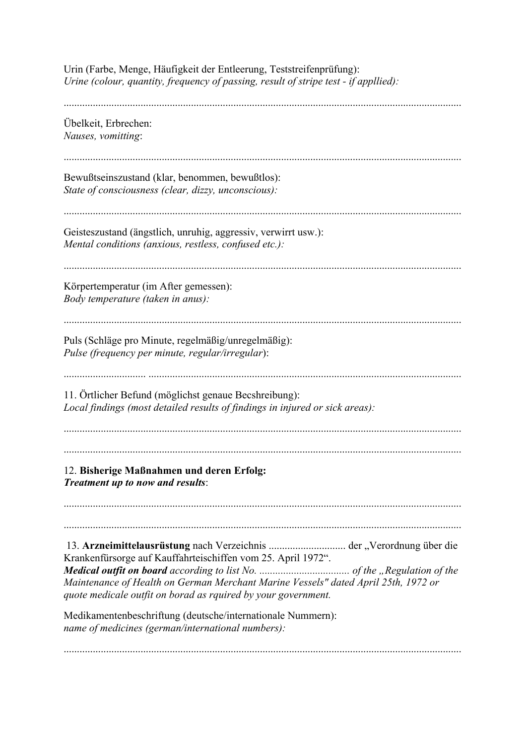Urin (Farbe, Menge, Häufigkeit der Entleerung, Teststreifenprüfung):
*Urine (colour, quantity, frequency of passing, result of stripe test - if appllied):*

...................................................................................................................................................

Übelkeit, Erbrechen:
*Nauses, vomitting*:

...................................................................................................................................................

Bewußtseinszustand (klar, benommen, bewußtlos):
*State of consciousness (clear, dizzy, unconscious):*

...................................................................................................................................................

Geisteszustand (ängstlich, unruhig, aggressiv, verwirrt usw.):
*Mental conditions (anxious, restless, confused etc.):*

...................................................................................................................................................

Körpertemperatur (im After gemessen):
*Body temperature (taken in anus):*

...................................................................................................................................................

Puls (Schläge pro Minute, regelmäßig/unregelmäßig):
*Pulse (frequency per minute, regular/irregular)*:

.............................. .....................................................................................................................

11. Örtlicher Befund (möglichst genaue Becshreibung):
*Local findings (most detailed results of findings in injured or sick areas):*

...................................................................................................................................................

...................................................................................................................................................

12. **Bisherige Maßnahmen und deren Erfolg:**
***Treatment up to now and results***:

...................................................................................................................................................

...................................................................................................................................................

13. **Arzneimittelausrüstung** nach Verzeichnis ............................ der „Verordnung über die Krankenfürsorge auf Kauffahrteischiffen vom 25. April 1972".
***Medical outfit on board*** *according to list No. ................................. of the „Regulation of the Maintenance of Health on German Merchant Marine Vessels" dated April 25th, 1972 or quote medicale outfit on borad as rquired by your government.*

Medikamentenbeschriftung (deutsche/internationale Nummern):
*name of medicines (german/international numbers):*

...................................................................................................................................................